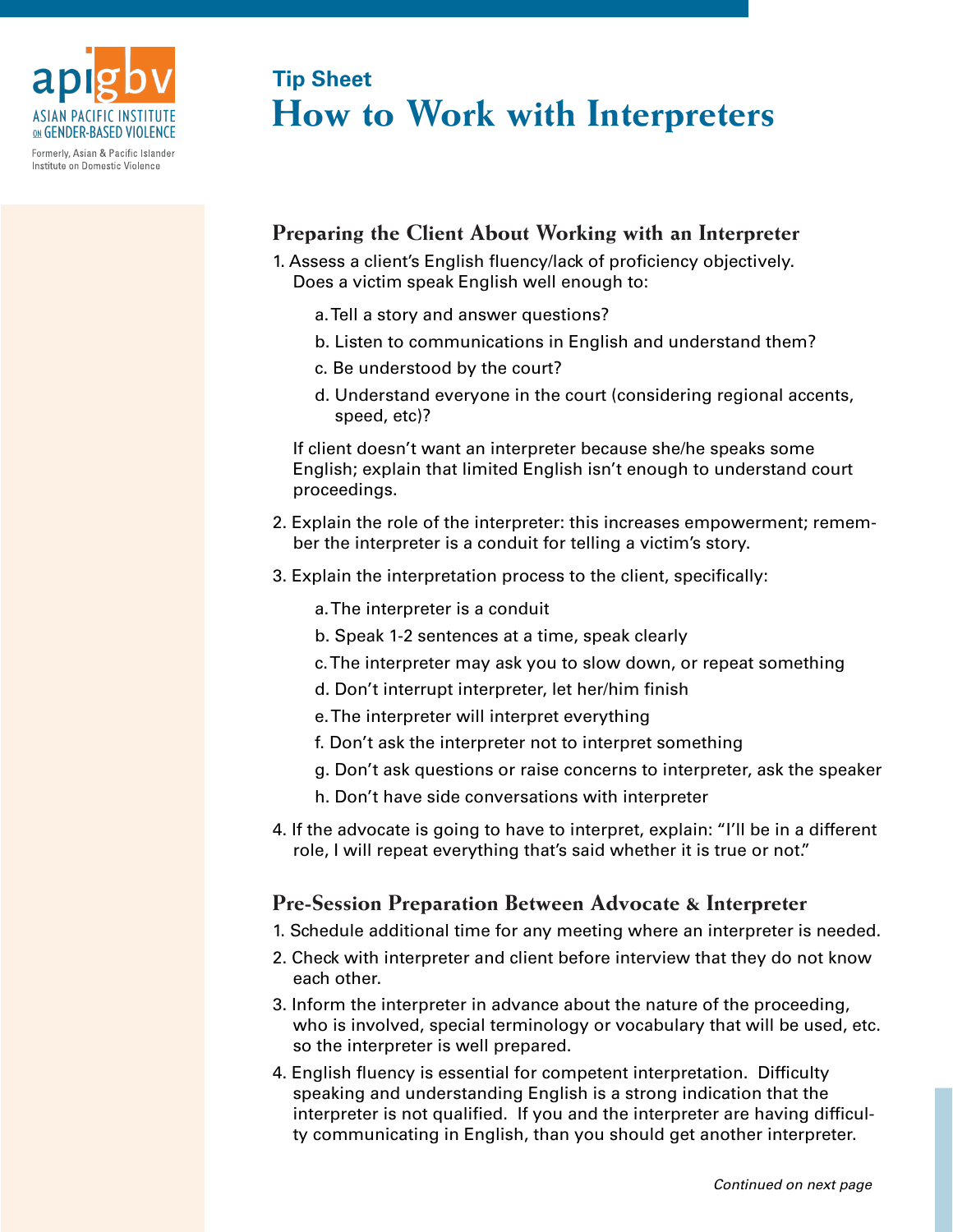apigbv
ASIAN PACIFIC INSTITUTE ON GENDER-BASED VIOLENCE
Formerly, Asian & Pacific Islander Institute on Domestic Violence

**Tip Sheet**

# How to Work with Interpreters

## Preparing the Client About Working with an Interpreter

1. Assess a client's English fluency/lack of proficiency objectively. Does a victim speak English well enough to:

   a. Tell a story and answer questions?

   b. Listen to communications in English and understand them?

   c. Be understood by the court?

   d. Understand everyone in the court (considering regional accents, speed, etc)?

   If client doesn't want an interpreter because she/he speaks some English; explain that limited English isn't enough to understand court proceedings.

2. Explain the role of the interpreter: this increases empowerment; remember the interpreter is a conduit for telling a victim's story.

3. Explain the interpretation process to the client, specifically:

   a. The interpreter is a conduit

   b. Speak 1-2 sentences at a time, speak clearly

   c. The interpreter may ask you to slow down, or repeat something

   d. Don't interrupt interpreter, let her/him finish

   e. The interpreter will interpret everything

   f. Don't ask the interpreter not to interpret something

   g. Don't ask questions or raise concerns to interpreter, ask the speaker

   h. Don't have side conversations with interpreter

4. If the advocate is going to have to interpret, explain: "I'll be in a different role, I will repeat everything that's said whether it is true or not."

## Pre-Session Preparation Between Advocate & Interpreter

1. Schedule additional time for any meeting where an interpreter is needed.
2. Check with interpreter and client before interview that they do not know each other.
3. Inform the interpreter in advance about the nature of the proceeding, who is involved, special terminology or vocabulary that will be used, etc. so the interpreter is well prepared.
4. English fluency is essential for competent interpretation. Difficulty speaking and understanding English is a strong indication that the interpreter is not qualified. If you and the interpreter are having difficulty communicating in English, than you should get another interpreter.

*Continued on next page*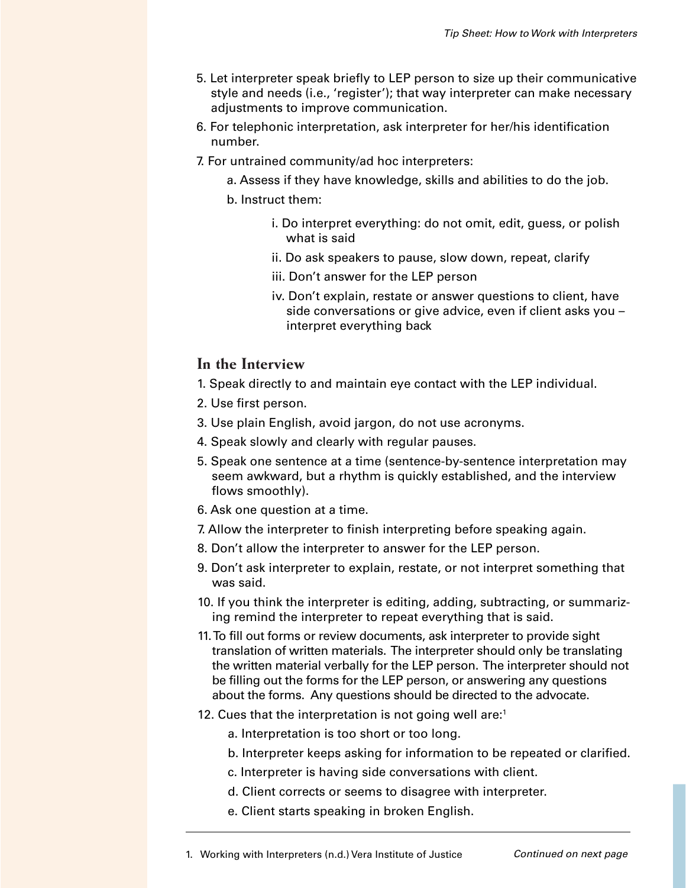5. Let interpreter speak briefly to LEP person to size up their communicative style and needs (i.e., 'register'); that way interpreter can make necessary adjustments to improve communication.
6. For telephonic interpretation, ask interpreter for her/his identification number.
7. For untrained community/ad hoc interpreters:
    a. Assess if they have knowledge, skills and abilities to do the job.
    b. Instruct them:
        i. Do interpret everything: do not omit, edit, guess, or polish what is said
        ii. Do ask speakers to pause, slow down, repeat, clarify
        iii. Don't answer for the LEP person
        iv. Don't explain, restate or answer questions to client, have side conversations or give advice, even if client asks you – interpret everything back

## In the Interview

1. Speak directly to and maintain eye contact with the LEP individual.
2. Use first person.
3. Use plain English, avoid jargon, do not use acronyms.
4. Speak slowly and clearly with regular pauses.
5. Speak one sentence at a time (sentence-by-sentence interpretation may seem awkward, but a rhythm is quickly established, and the interview flows smoothly).
6. Ask one question at a time.
7. Allow the interpreter to finish interpreting before speaking again.
8. Don't allow the interpreter to answer for the LEP person.
9. Don't ask interpreter to explain, restate, or not interpret something that was said.
10. If you think the interpreter is editing, adding, subtracting, or summarizing remind the interpreter to repeat everything that is said.
11. To fill out forms or review documents, ask interpreter to provide sight translation of written materials. The interpreter should only be translating the written material verbally for the LEP person. The interpreter should not be filling out the forms for the LEP person, or answering any questions about the forms. Any questions should be directed to the advocate.
12. Cues that the interpretation is not going well are:[1]
    a. Interpretation is too short or too long.
    b. Interpreter keeps asking for information to be repeated or clarified.
    c. Interpreter is having side conversations with client.
    d. Client corrects or seems to disagree with interpreter.
    e. Client starts speaking in broken English.

---

1. Working with Interpreters (n.d.) Vera Institute of Justice

*Continued on next page*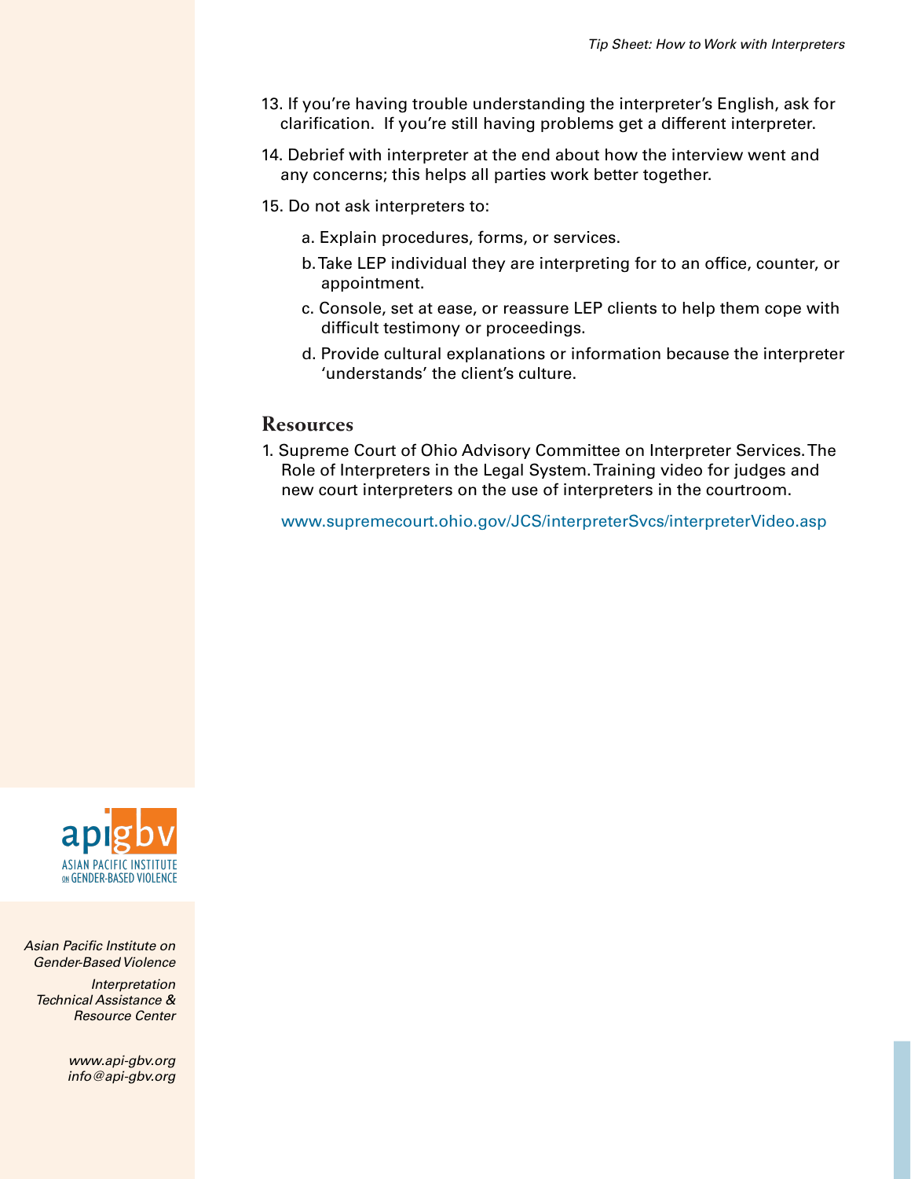13. If you're having trouble understanding the interpreter's English, ask for clarification. If you're still having problems get a different interpreter.

14. Debrief with interpreter at the end about how the interview went and any concerns; this helps all parties work better together.

15. Do not ask interpreters to:

    a. Explain procedures, forms, or services.

    b. Take LEP individual they are interpreting for to an office, counter, or appointment.

    c. Console, set at ease, or reassure LEP clients to help them cope with difficult testimony or proceedings.

    d. Provide cultural explanations or information because the interpreter 'understands' the client's culture.

## Resources

1. Supreme Court of Ohio Advisory Committee on Interpreter Services. The Role of Interpreters in the Legal System. Training video for judges and new court interpreters on the use of interpreters in the courtroom.

   www.supremecourt.ohio.gov/JCS/interpreterSvcs/interpreterVideo.asp

apigbv
ASIAN PACIFIC INSTITUTE ON GENDER-BASED VIOLENCE

*Asian Pacific Institute on Gender-Based Violence*

*Interpretation Technical Assistance & Resource Center*

*www.api-gbv.org*
*info@api-gbv.org*